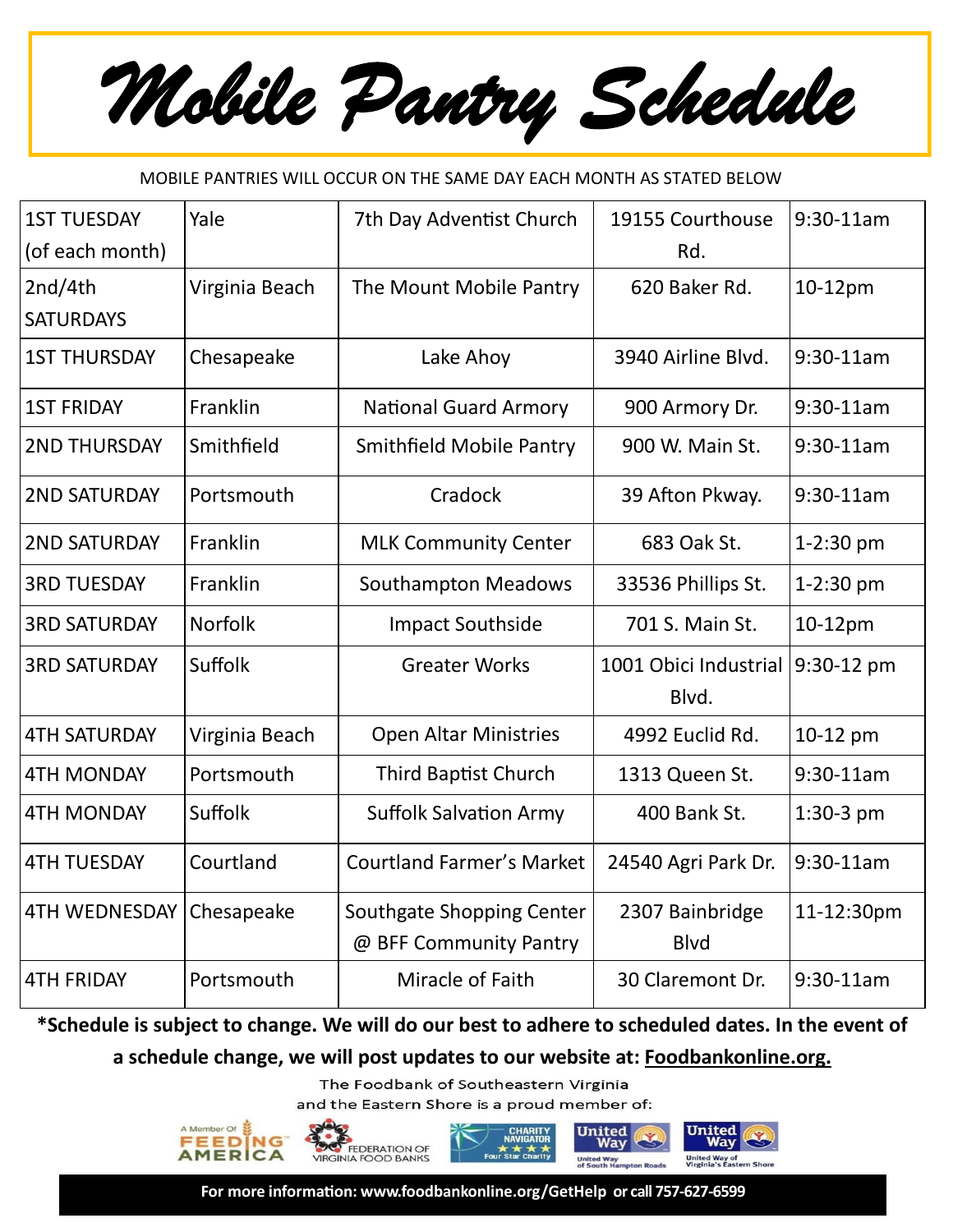# Mobile Pantry Schedule

MOBILE PANTRIES WILL OCCUR ON THE SAME DAY EACH MONTH AS STATED BELOW

| | | | | |
|---|---|---|---|---|
| 1ST TUESDAY (of each month) | Yale | 7th Day Adventist Church | 19155 Courthouse Rd. | 9:30-11am |
| 2nd/4th SATURDAYS | Virginia Beach | The Mount Mobile Pantry | 620 Baker Rd. | 10-12pm |
| 1ST THURSDAY | Chesapeake | Lake Ahoy | 3940 Airline Blvd. | 9:30-11am |
| 1ST FRIDAY | Franklin | National Guard Armory | 900 Armory Dr. | 9:30-11am |
| 2ND THURSDAY | Smithfield | Smithfield Mobile Pantry | 900 W. Main St. | 9:30-11am |
| 2ND SATURDAY | Portsmouth | Cradock | 39 Afton Pkway. | 9:30-11am |
| 2ND SATURDAY | Franklin | MLK Community Center | 683 Oak St. | 1-2:30 pm |
| 3RD TUESDAY | Franklin | Southampton Meadows | 33536 Phillips St. | 1-2:30 pm |
| 3RD SATURDAY | Norfolk | Impact Southside | 701 S. Main St. | 10-12pm |
| 3RD SATURDAY | Suffolk | Greater Works | 1001 Obici Industrial Blvd. | 9:30-12 pm |
| 4TH SATURDAY | Virginia Beach | Open Altar Ministries | 4992 Euclid Rd. | 10-12 pm |
| 4TH MONDAY | Portsmouth | Third Baptist Church | 1313 Queen St. | 9:30-11am |
| 4TH MONDAY | Suffolk | Suffolk Salvation Army | 400 Bank St. | 1:30-3 pm |
| 4TH TUESDAY | Courtland | Courtland Farmer's Market | 24540 Agri Park Dr. | 9:30-11am |
| 4TH WEDNESDAY | Chesapeake | Southgate Shopping Center @ BFF Community Pantry | 2307 Bainbridge Blvd | 11-12:30pm |
| 4TH FRIDAY | Portsmouth | Miracle of Faith | 30 Claremont Dr. | 9:30-11am |

**\*Schedule is subject to change. We will do our best to adhere to scheduled dates. In the event of a schedule change, we will post updates to our website at: Foodbankonline.org.**

The Foodbank of Southeastern Virginia and the Eastern Shore is a proud member of:

A Member Of FEEDING AMERICA · FEDERATION OF VIRGINIA FOOD BANKS · CHARITY NAVIGATOR Four Star Charity · United Way of South Hampton Roads · United Way of Virginia's Eastern Shore

**For more information: www.foodbankonline.org/GetHelp or call 757-627-6599**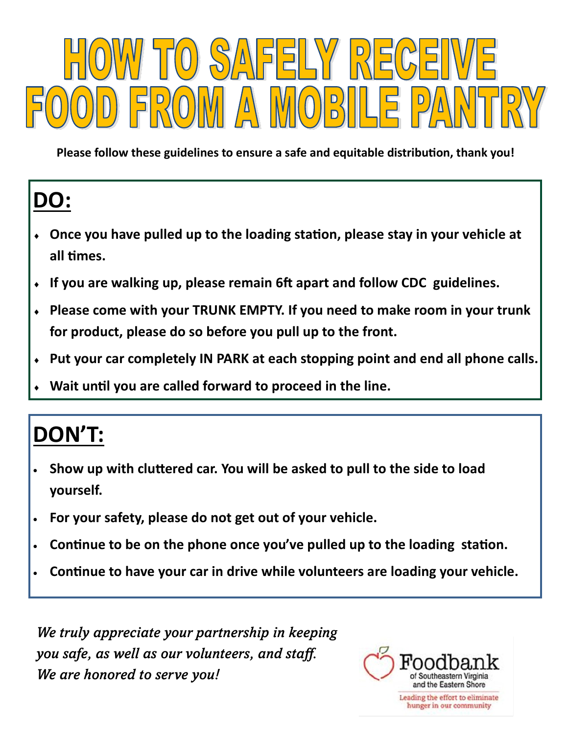# HOW TO SAFELY RECEIVE FOOD FROM A MOBILE PANTRY

**Please follow these guidelines to ensure a safe and equitable distribution, thank you!**

## DO:

- **Once you have pulled up to the loading station, please stay in your vehicle at all times.**
- **If you are walking up, please remain 6ft apart and follow CDC guidelines.**
- **Please come with your TRUNK EMPTY. If you need to make room in your trunk for product, please do so before you pull up to the front.**
- **Put your car completely IN PARK at each stopping point and end all phone calls.**
- **Wait until you are called forward to proceed in the line.**

## DON'T:

- **Show up with cluttered car. You will be asked to pull to the side to load yourself.**
- **For your safety, please do not get out of your vehicle.**
- **Continue to be on the phone once you've pulled up to the loading station.**
- **Continue to have your car in drive while volunteers are loading your vehicle.**

*We truly appreciate your partnership in keeping you safe, as well as our volunteers, and staff. We are honored to serve you!*

Foodbank of Southeastern Virginia and the Eastern Shore

Leading the effort to eliminate hunger in our community